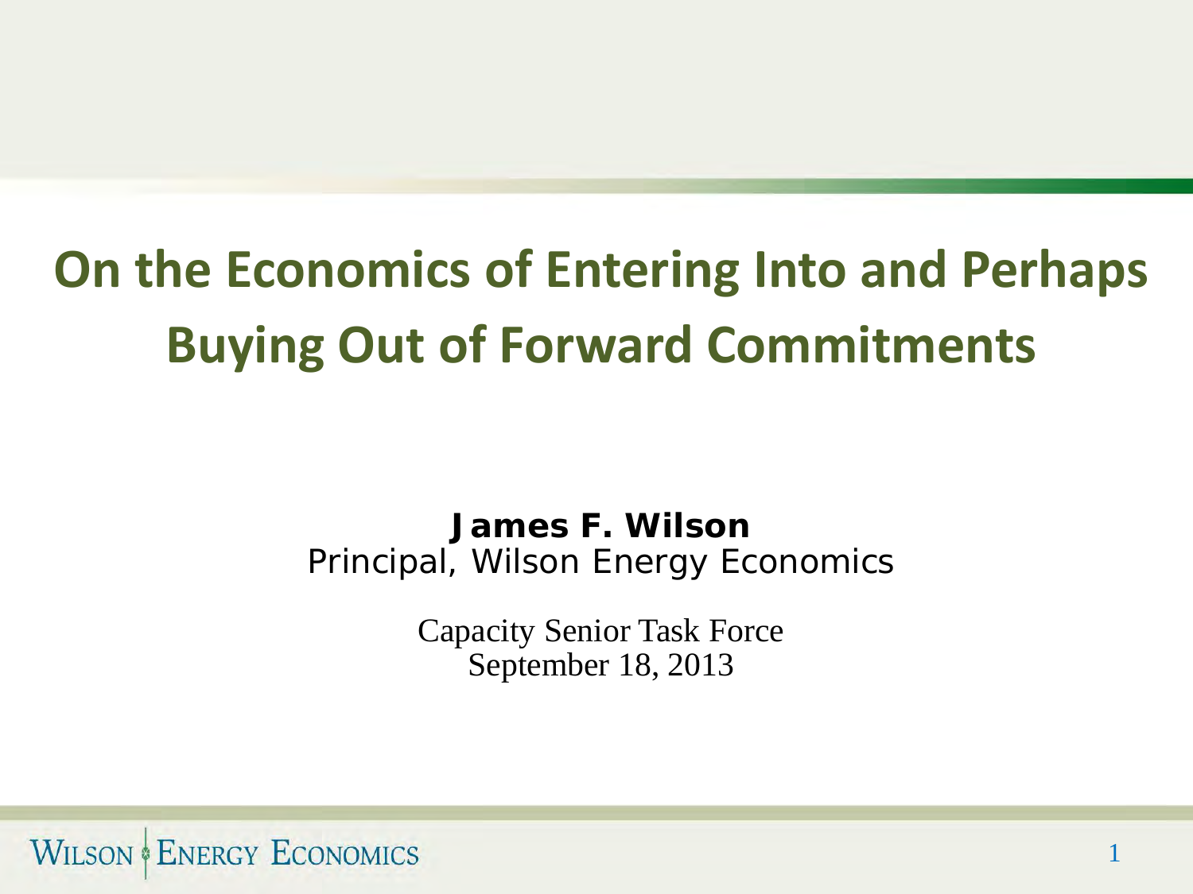# On the Economics of Entering Into and Perhaps Buying Out of Forward Commitments

**James F. Wilson**
Principal, Wilson Energy Economics

Capacity Senior Task Force
September 18, 2013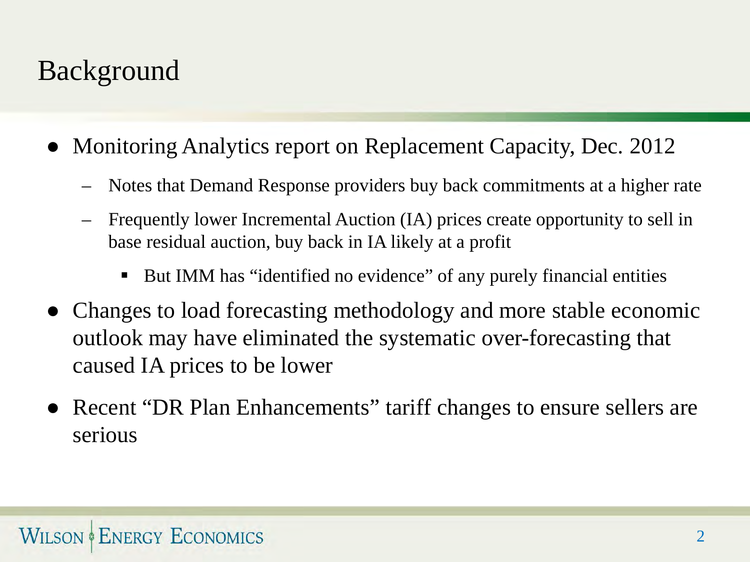# Background

- Monitoring Analytics report on Replacement Capacity, Dec. 2012
  - Notes that Demand Response providers buy back commitments at a higher rate
  - Frequently lower Incremental Auction (IA) prices create opportunity to sell in base residual auction, buy back in IA likely at a profit
    - But IMM has "identified no evidence" of any purely financial entities
- Changes to load forecasting methodology and more stable economic outlook may have eliminated the systematic over-forecasting that caused IA prices to be lower
- Recent "DR Plan Enhancements" tariff changes to ensure sellers are serious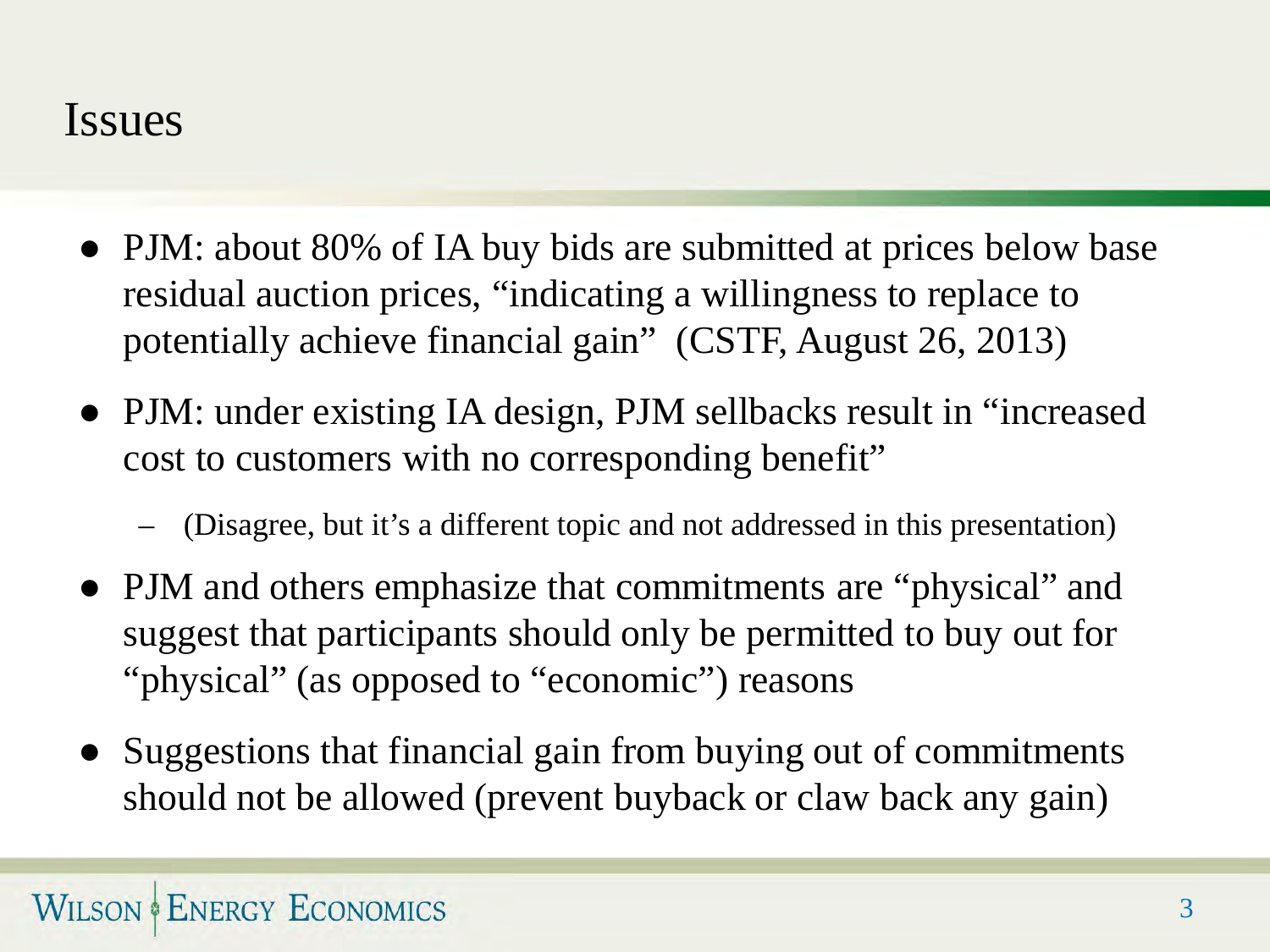# Issues

- PJM: about 80% of IA buy bids are submitted at prices below base residual auction prices, "indicating a willingness to replace to potentially achieve financial gain" (CSTF, August 26, 2013)
- PJM: under existing IA design, PJM sellbacks result in "increased cost to customers with no corresponding benefit"
  - (Disagree, but it's a different topic and not addressed in this presentation)
- PJM and others emphasize that commitments are "physical" and suggest that participants should only be permitted to buy out for "physical" (as opposed to "economic") reasons
- Suggestions that financial gain from buying out of commitments should not be allowed (prevent buyback or claw back any gain)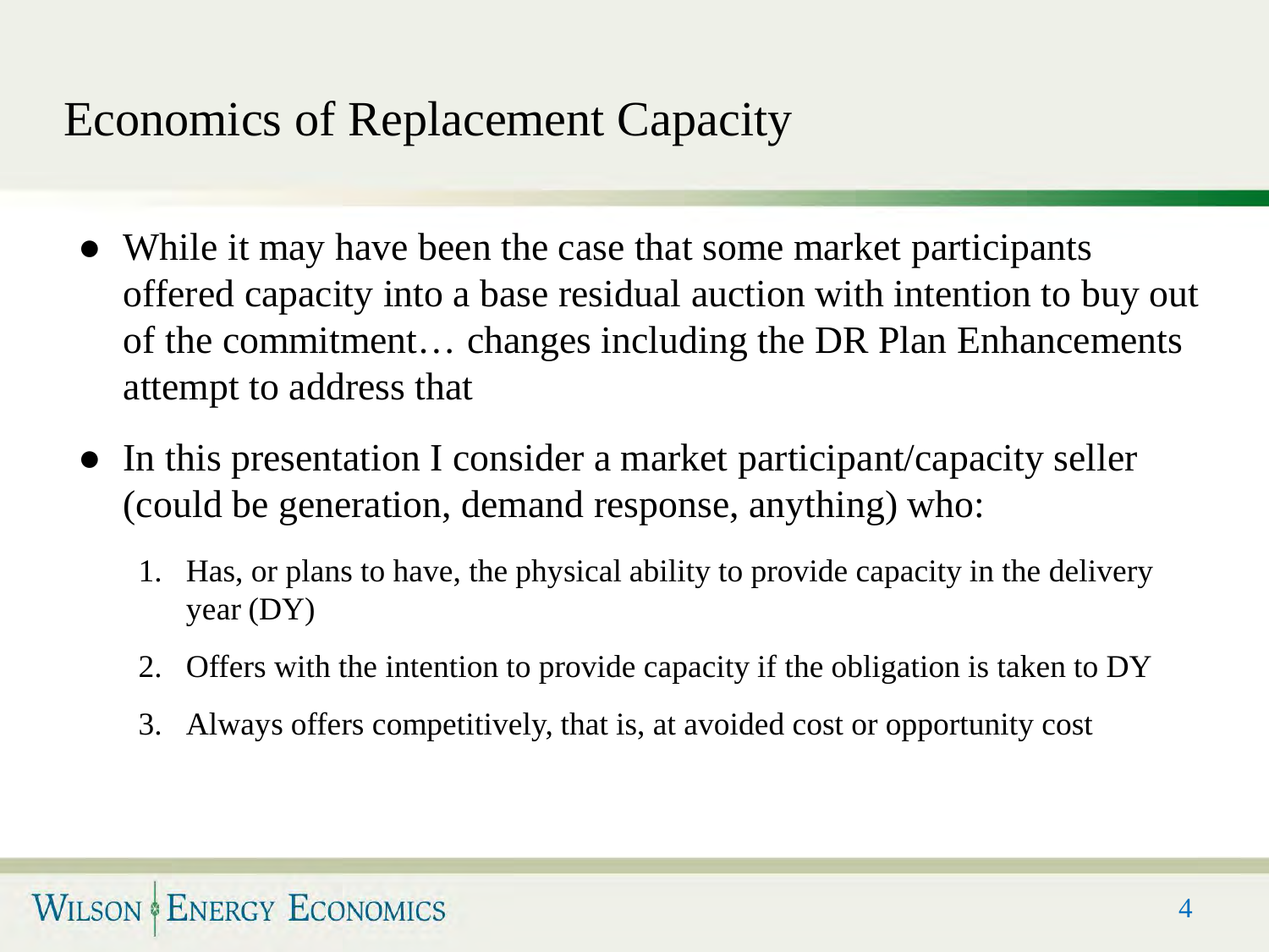# Economics of Replacement Capacity

- While it may have been the case that some market participants offered capacity into a base residual auction with intention to buy out of the commitment… changes including the DR Plan Enhancements attempt to address that
- In this presentation I consider a market participant/capacity seller (could be generation, demand response, anything) who:
  1. Has, or plans to have, the physical ability to provide capacity in the delivery year (DY)
  2. Offers with the intention to provide capacity if the obligation is taken to DY
  3. Always offers competitively, that is, at avoided cost or opportunity cost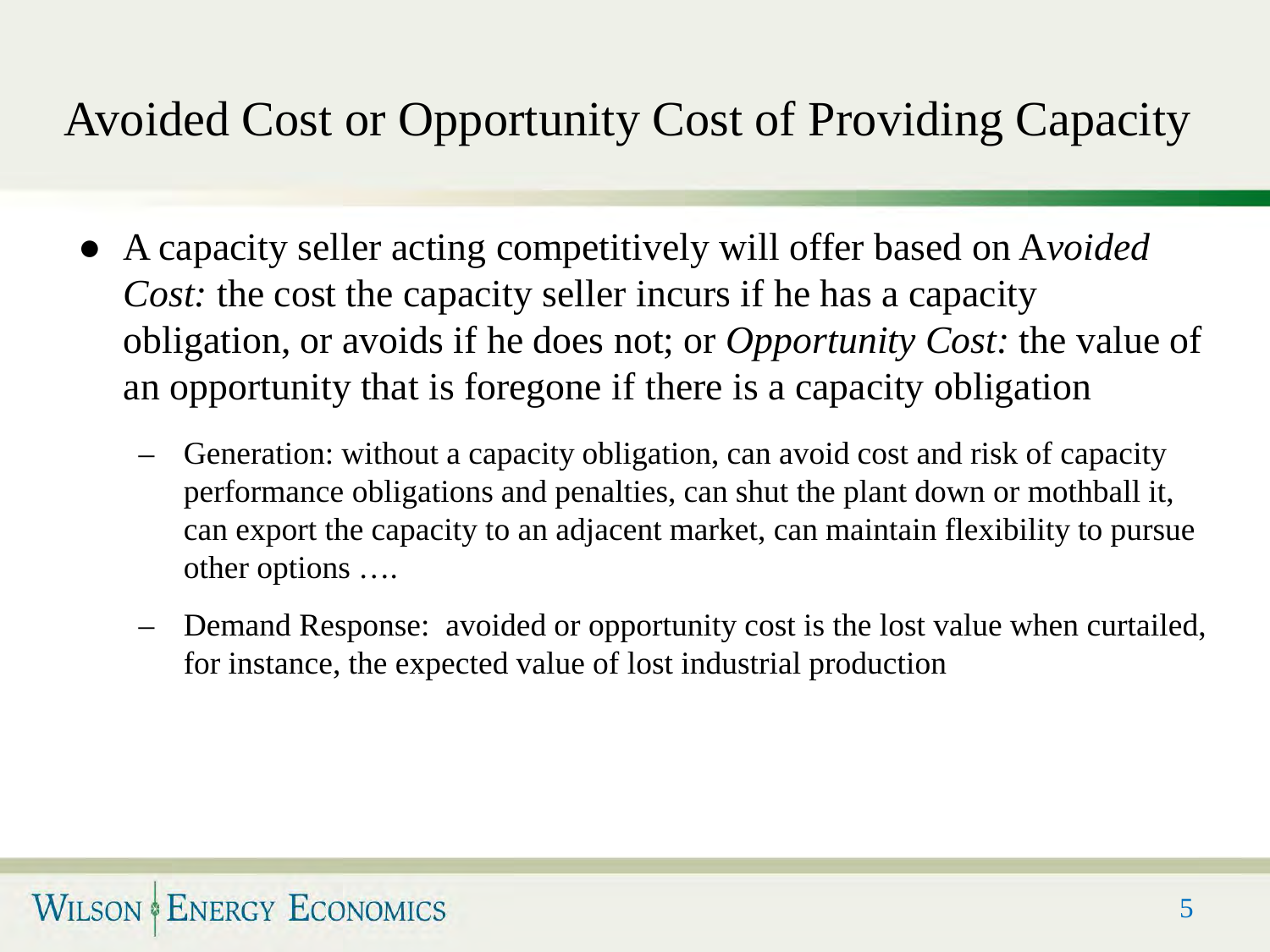# Avoided Cost or Opportunity Cost of Providing Capacity

- A capacity seller acting competitively will offer based on A*voided Cost:* the cost the capacity seller incurs if he has a capacity obligation, or avoids if he does not; or *Opportunity Cost:* the value of an opportunity that is foregone if there is a capacity obligation
  - Generation: without a capacity obligation, can avoid cost and risk of capacity performance obligations and penalties, can shut the plant down or mothball it, can export the capacity to an adjacent market, can maintain flexibility to pursue other options ….
  - Demand Response: avoided or opportunity cost is the lost value when curtailed, for instance, the expected value of lost industrial production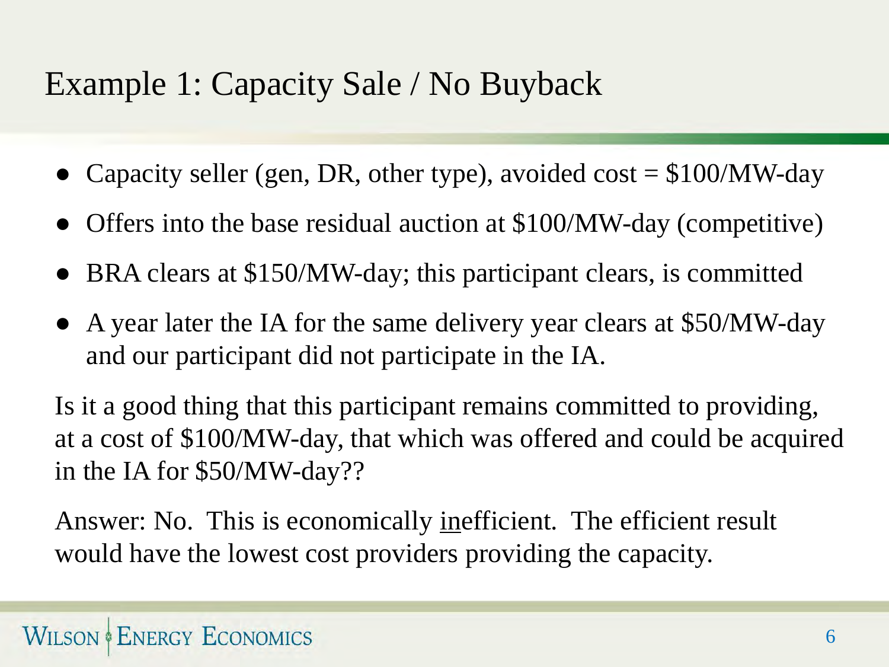# Example 1: Capacity Sale / No Buyback

- Capacity seller (gen, DR, other type), avoided cost = $100/MW-day
- Offers into the base residual auction at $100/MW-day (competitive)
- BRA clears at $150/MW-day; this participant clears, is committed
- A year later the IA for the same delivery year clears at $50/MW-day and our participant did not participate in the IA.

Is it a good thing that this participant remains committed to providing, at a cost of $100/MW-day, that which was offered and could be acquired in the IA for $50/MW-day??

Answer: No. This is economically <u>in</u>efficient. The efficient result would have the lowest cost providers providing the capacity.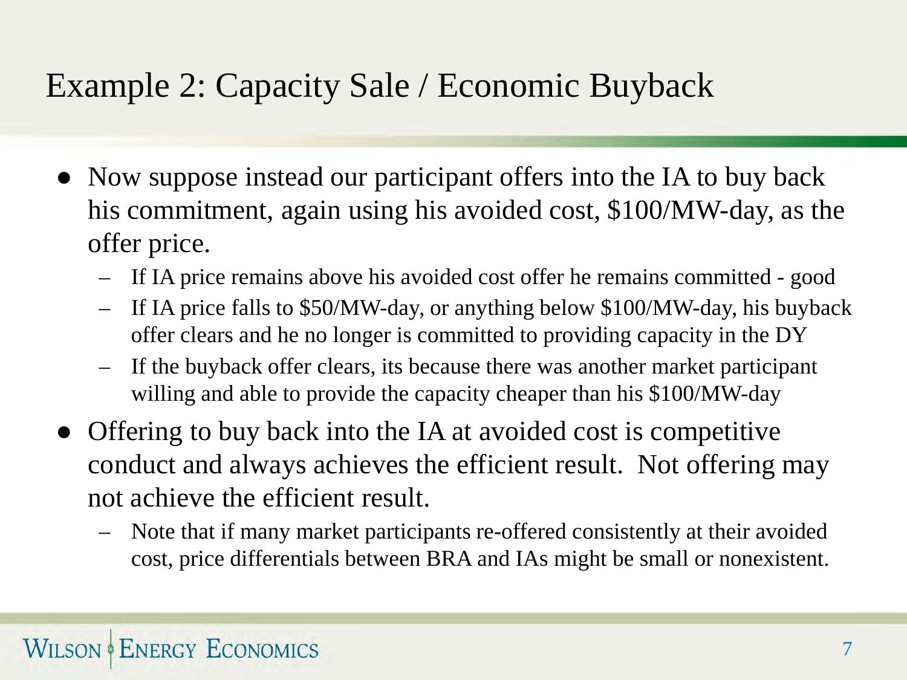# Example 2: Capacity Sale / Economic Buyback

- Now suppose instead our participant offers into the IA to buy back his commitment, again using his avoided cost, $100/MW-day, as the offer price.
  - If IA price remains above his avoided cost offer he remains committed - good
  - If IA price falls to $50/MW-day, or anything below $100/MW-day, his buyback offer clears and he no longer is committed to providing capacity in the DY
  - If the buyback offer clears, its because there was another market participant willing and able to provide the capacity cheaper than his $100/MW-day
- Offering to buy back into the IA at avoided cost is competitive conduct and always achieves the efficient result. Not offering may not achieve the efficient result.
  - Note that if many market participants re-offered consistently at their avoided cost, price differentials between BRA and IAs might be small or nonexistent.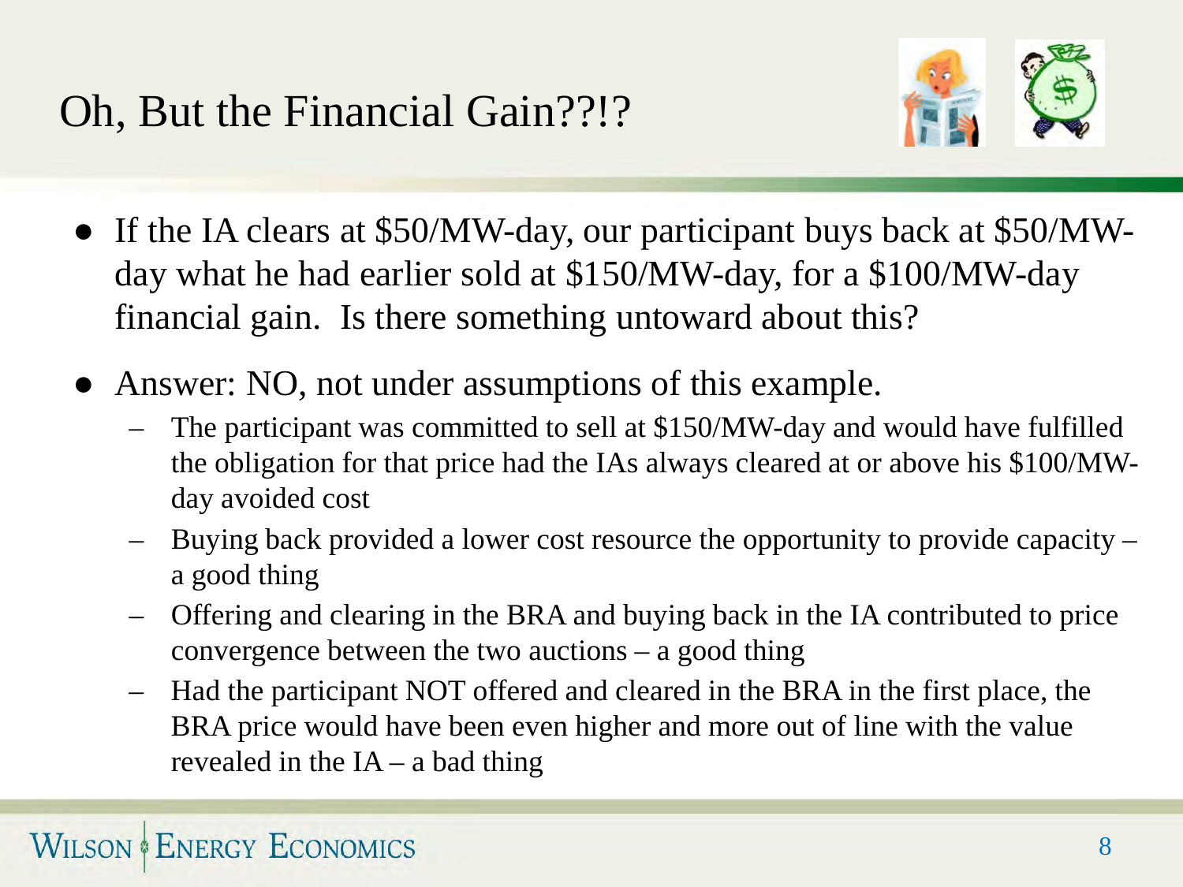# Oh, But the Financial Gain??!?

- If the IA clears at $50/MW-day, our participant buys back at $50/MW-day what he had earlier sold at $150/MW-day, for a $100/MW-day financial gain. Is there something untoward about this?
- Answer: NO, not under assumptions of this example.
  - The participant was committed to sell at $150/MW-day and would have fulfilled the obligation for that price had the IAs always cleared at or above his $100/MW-day avoided cost
  - Buying back provided a lower cost resource the opportunity to provide capacity – a good thing
  - Offering and clearing in the BRA and buying back in the IA contributed to price convergence between the two auctions – a good thing
  - Had the participant NOT offered and cleared in the BRA in the first place, the BRA price would have been even higher and more out of line with the value revealed in the IA – a bad thing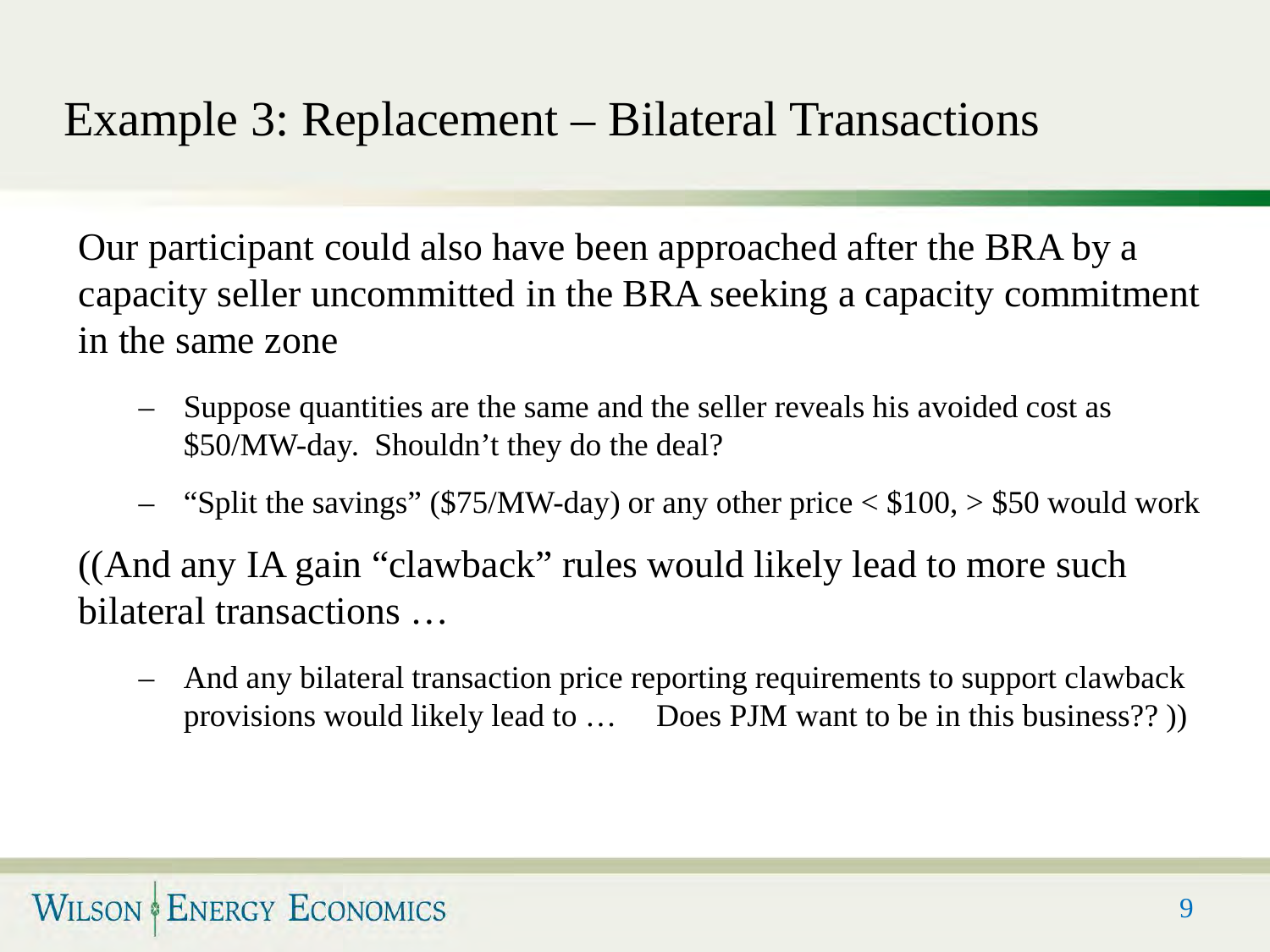# Example 3: Replacement – Bilateral Transactions

Our participant could also have been approached after the BRA by a capacity seller uncommitted in the BRA seeking a capacity commitment in the same zone

- Suppose quantities are the same and the seller reveals his avoided cost as $50/MW-day. Shouldn't they do the deal?
- "Split the savings" ($75/MW-day) or any other price < $100, > $50 would work

((And any IA gain "clawback" rules would likely lead to more such bilateral transactions …

- And any bilateral transaction price reporting requirements to support clawback provisions would likely lead to … Does PJM want to be in this business?? ))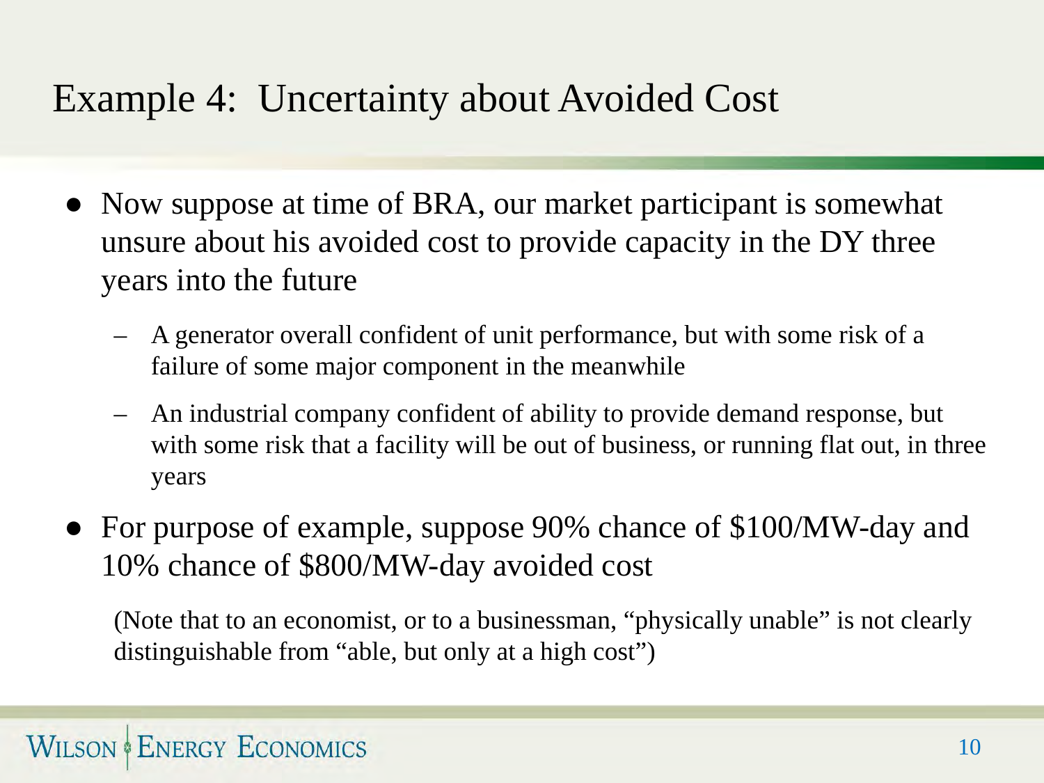# Example 4: Uncertainty about Avoided Cost

- Now suppose at time of BRA, our market participant is somewhat unsure about his avoided cost to provide capacity in the DY three years into the future
  - A generator overall confident of unit performance, but with some risk of a failure of some major component in the meanwhile
  - An industrial company confident of ability to provide demand response, but with some risk that a facility will be out of business, or running flat out, in three years
- For purpose of example, suppose 90% chance of $100/MW-day and 10% chance of $800/MW-day avoided cost

  (Note that to an economist, or to a businessman, "physically unable" is not clearly distinguishable from "able, but only at a high cost")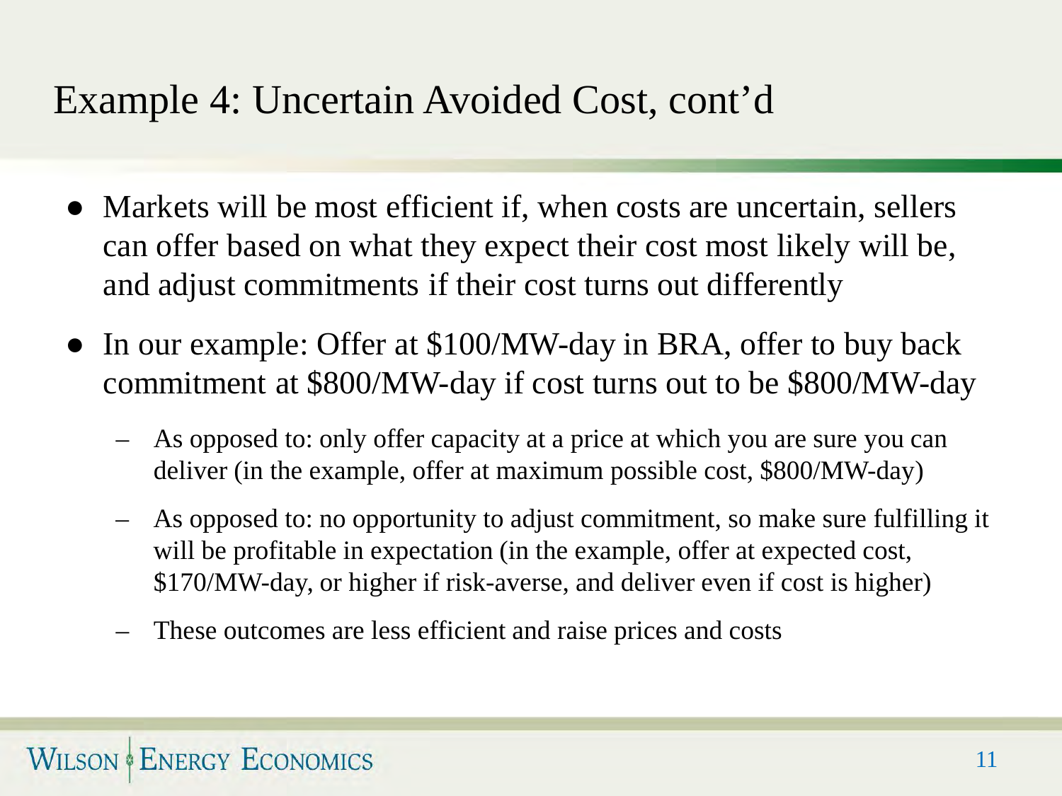# Example 4: Uncertain Avoided Cost, cont'd

- Markets will be most efficient if, when costs are uncertain, sellers can offer based on what they expect their cost most likely will be, and adjust commitments if their cost turns out differently
- In our example: Offer at $100/MW-day in BRA, offer to buy back commitment at $800/MW-day if cost turns out to be $800/MW-day
  - As opposed to: only offer capacity at a price at which you are sure you can deliver (in the example, offer at maximum possible cost, $800/MW-day)
  - As opposed to: no opportunity to adjust commitment, so make sure fulfilling it will be profitable in expectation (in the example, offer at expected cost, $170/MW-day, or higher if risk-averse, and deliver even if cost is higher)
  - These outcomes are less efficient and raise prices and costs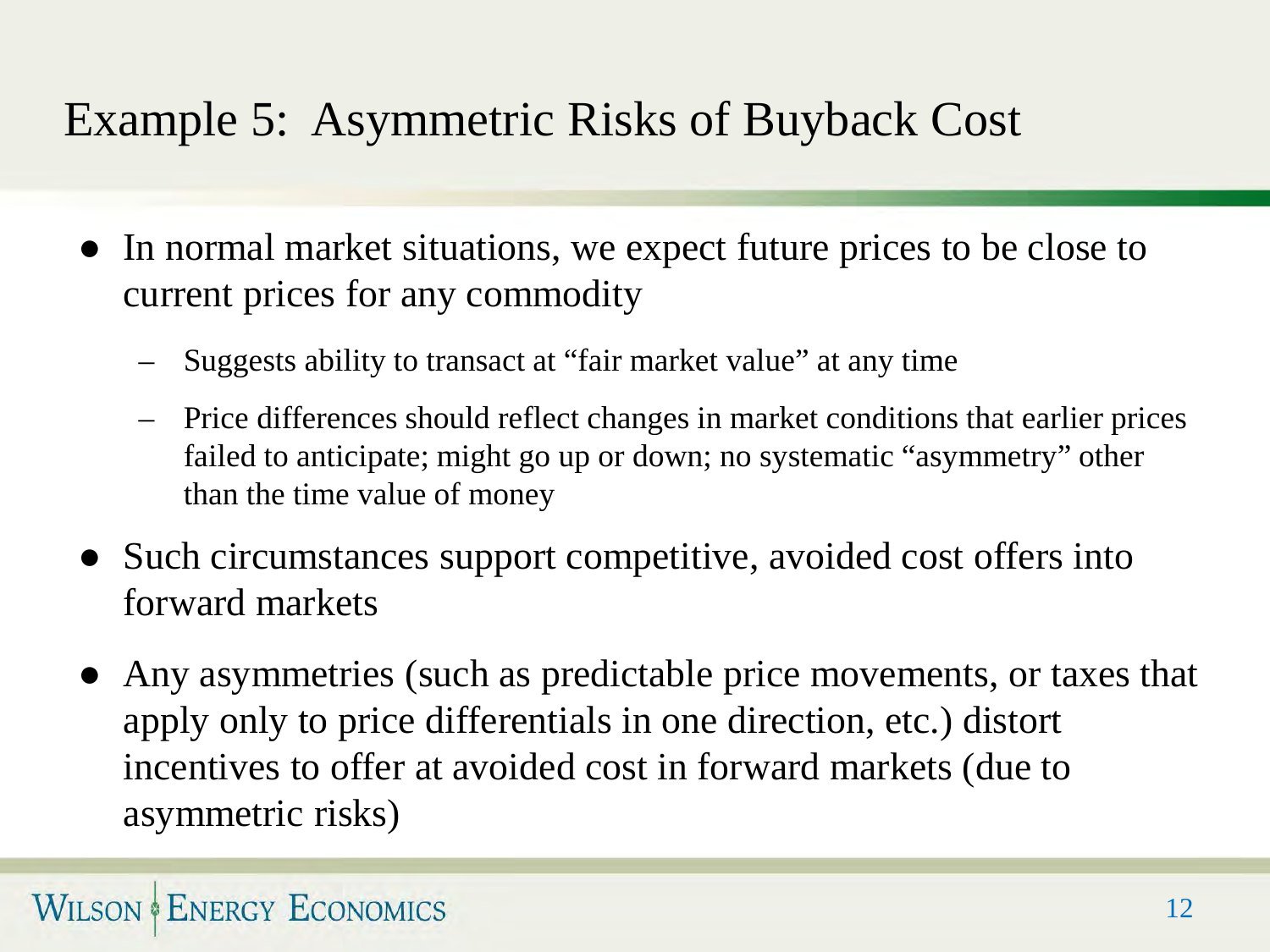# Example 5: Asymmetric Risks of Buyback Cost

- In normal market situations, we expect future prices to be close to current prices for any commodity
  - Suggests ability to transact at "fair market value" at any time
  - Price differences should reflect changes in market conditions that earlier prices failed to anticipate; might go up or down; no systematic "asymmetry" other than the time value of money
- Such circumstances support competitive, avoided cost offers into forward markets
- Any asymmetries (such as predictable price movements, or taxes that apply only to price differentials in one direction, etc.) distort incentives to offer at avoided cost in forward markets (due to asymmetric risks)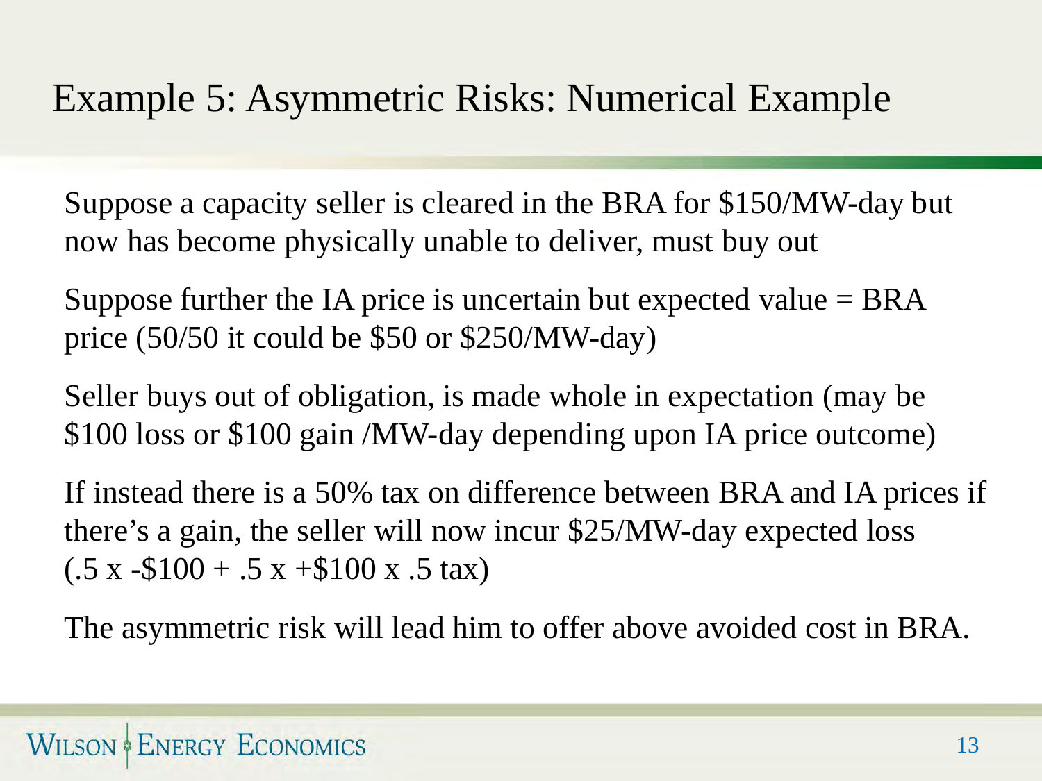# Example 5: Asymmetric Risks: Numerical Example

Suppose a capacity seller is cleared in the BRA for $150/MW-day but now has become physically unable to deliver, must buy out

Suppose further the IA price is uncertain but expected value = BRA price (50/50 it could be $50 or $250/MW-day)

Seller buys out of obligation, is made whole in expectation (may be $100 loss or $100 gain /MW-day depending upon IA price outcome)

If instead there is a 50% tax on difference between BRA and IA prices if there's a gain, the seller will now incur $25/MW-day expected loss (.5 x -$100 + .5 x +$100 x .5 tax)

The asymmetric risk will lead him to offer above avoided cost in BRA.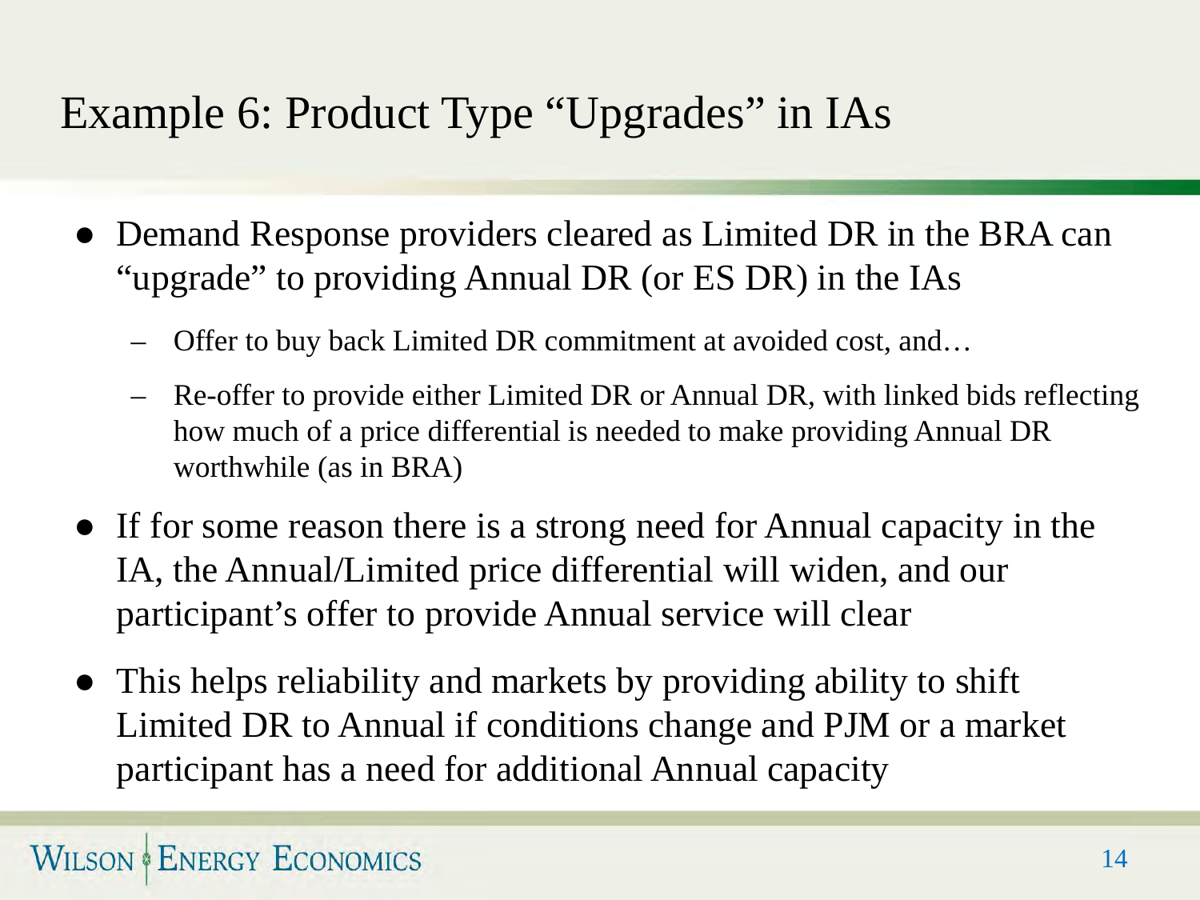# Example 6: Product Type "Upgrades" in IAs

- Demand Response providers cleared as Limited DR in the BRA can "upgrade" to providing Annual DR (or ES DR) in the IAs
  - Offer to buy back Limited DR commitment at avoided cost, and…
  - Re-offer to provide either Limited DR or Annual DR, with linked bids reflecting how much of a price differential is needed to make providing Annual DR worthwhile (as in BRA)
- If for some reason there is a strong need for Annual capacity in the IA, the Annual/Limited price differential will widen, and our participant's offer to provide Annual service will clear
- This helps reliability and markets by providing ability to shift Limited DR to Annual if conditions change and PJM or a market participant has a need for additional Annual capacity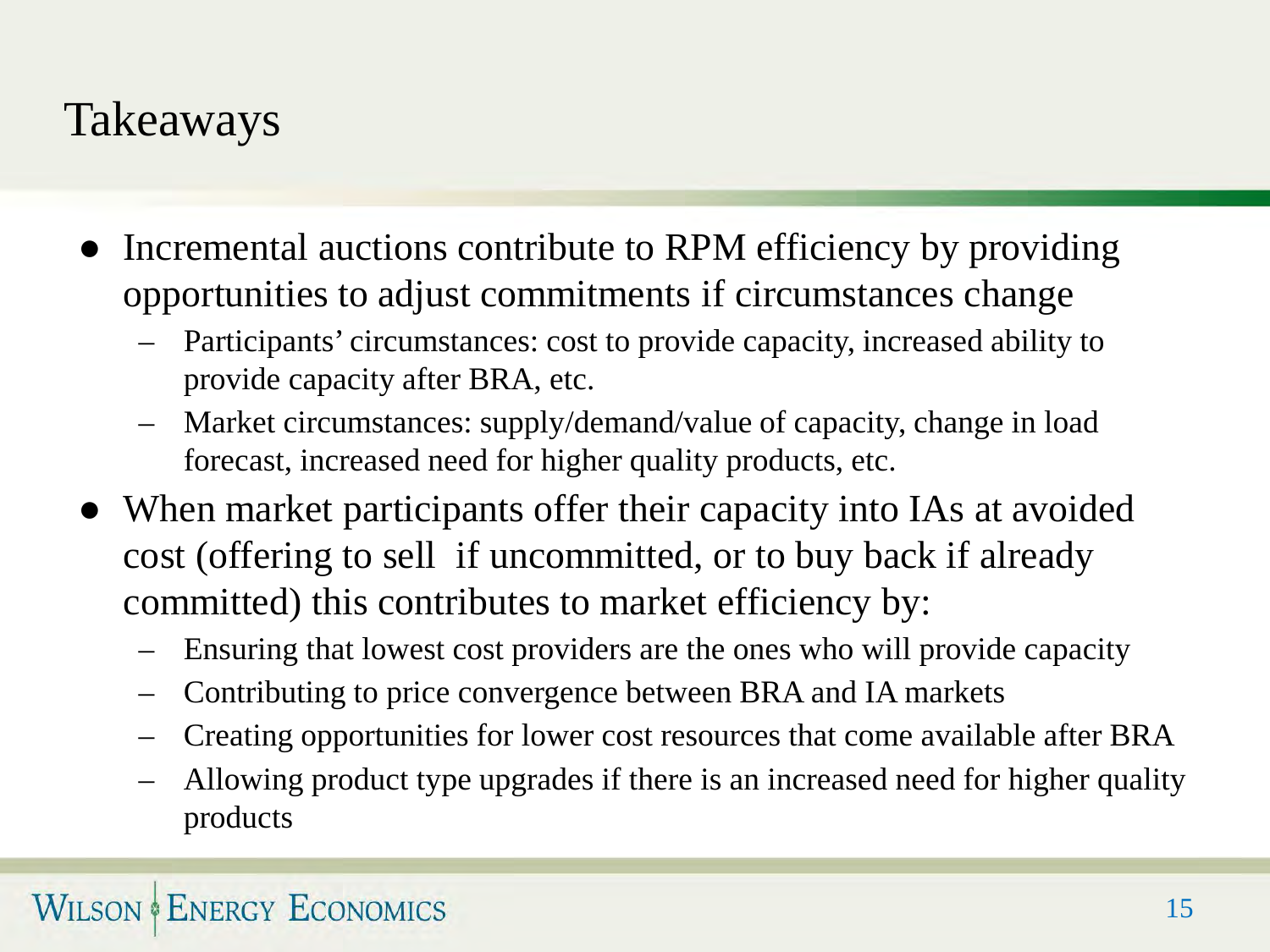# Takeaways

- Incremental auctions contribute to RPM efficiency by providing opportunities to adjust commitments if circumstances change
  - Participants' circumstances: cost to provide capacity, increased ability to provide capacity after BRA, etc.
  - Market circumstances: supply/demand/value of capacity, change in load forecast, increased need for higher quality products, etc.
- When market participants offer their capacity into IAs at avoided cost (offering to sell if uncommitted, or to buy back if already committed) this contributes to market efficiency by:
  - Ensuring that lowest cost providers are the ones who will provide capacity
  - Contributing to price convergence between BRA and IA markets
  - Creating opportunities for lower cost resources that come available after BRA
  - Allowing product type upgrades if there is an increased need for higher quality products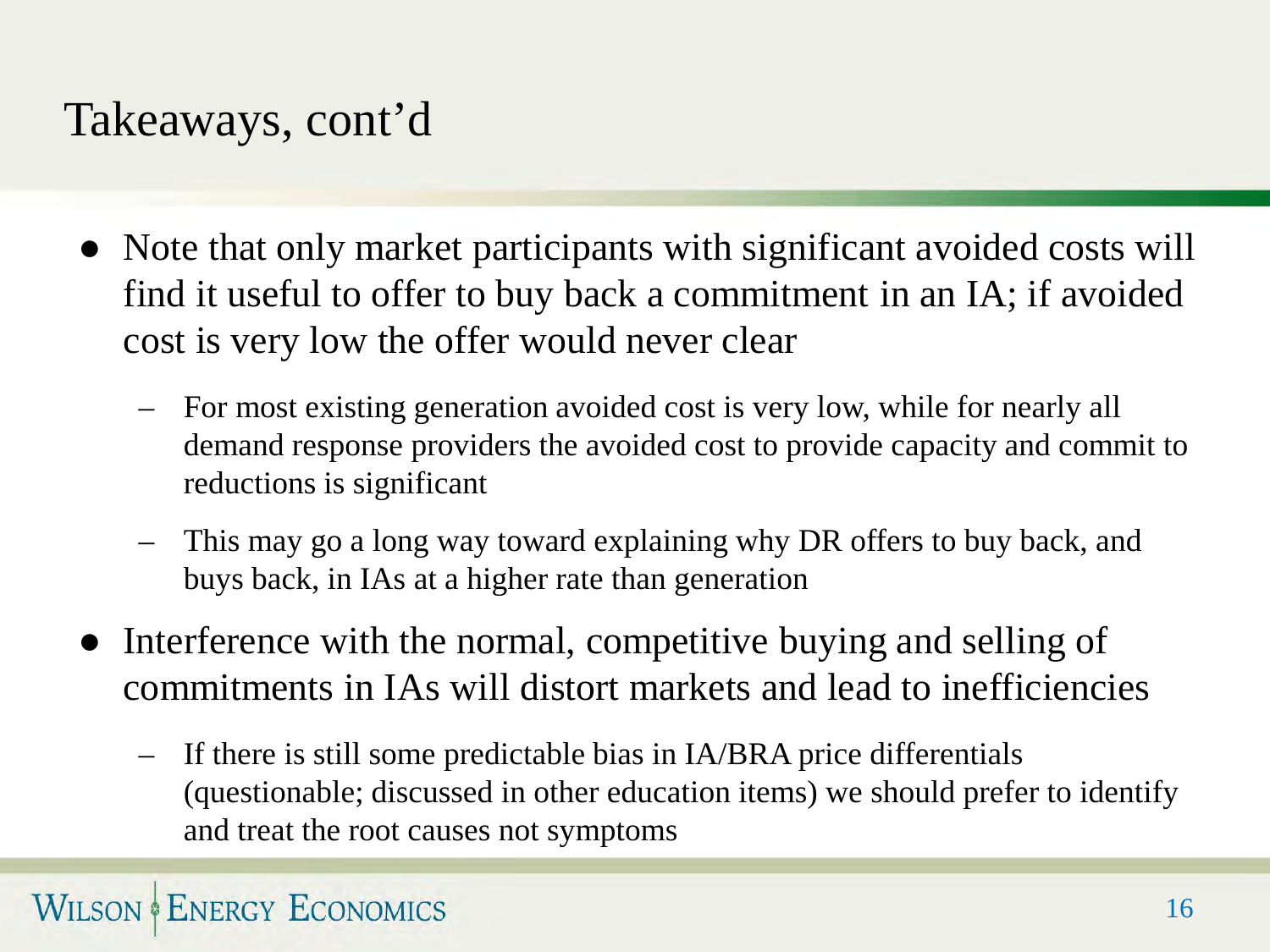# Takeaways, cont'd

- Note that only market participants with significant avoided costs will find it useful to offer to buy back a commitment in an IA; if avoided cost is very low the offer would never clear
  - For most existing generation avoided cost is very low, while for nearly all demand response providers the avoided cost to provide capacity and commit to reductions is significant
  - This may go a long way toward explaining why DR offers to buy back, and buys back, in IAs at a higher rate than generation
- Interference with the normal, competitive buying and selling of commitments in IAs will distort markets and lead to inefficiencies
  - If there is still some predictable bias in IA/BRA price differentials (questionable; discussed in other education items) we should prefer to identify and treat the root causes not symptoms